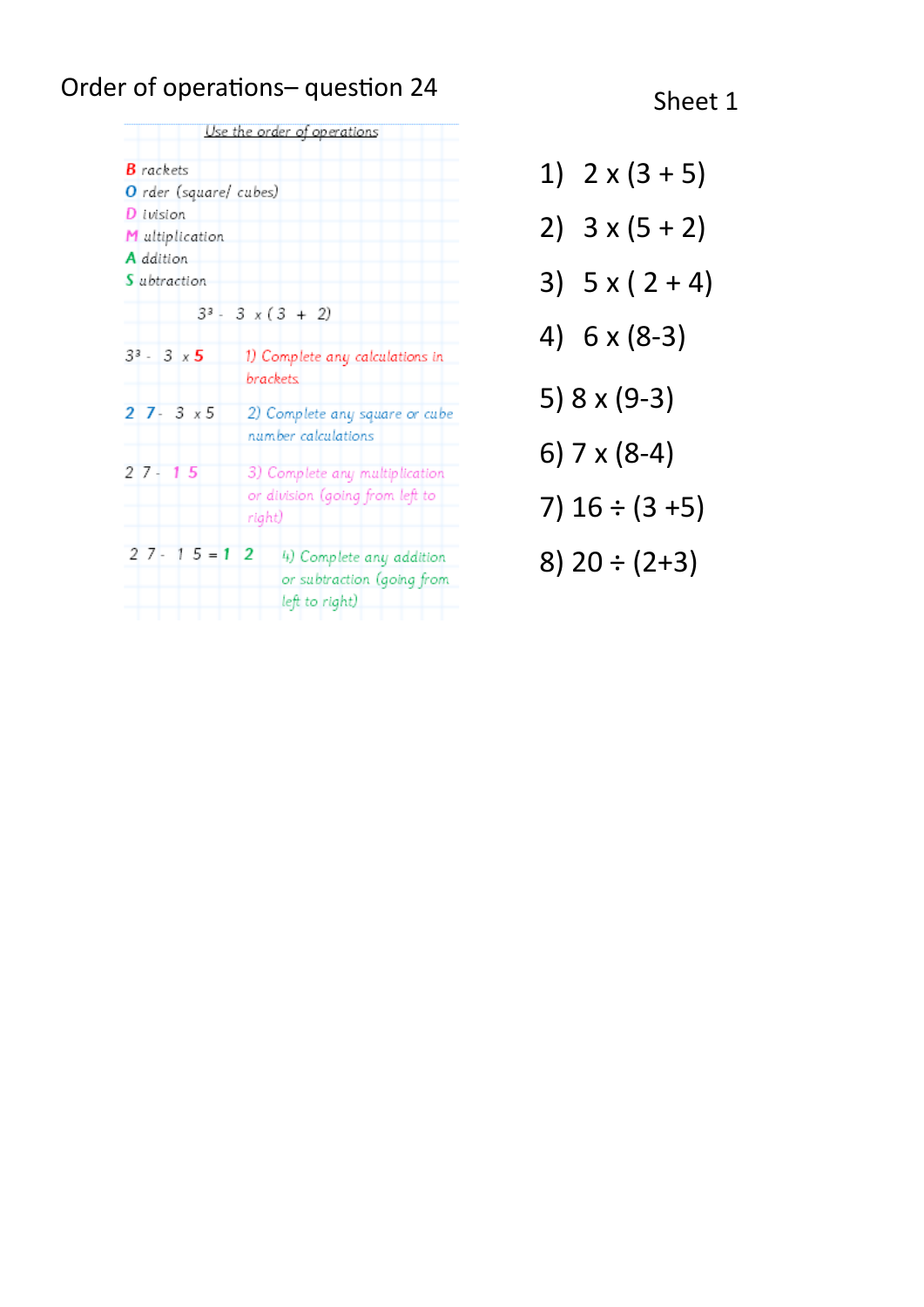# Order of operations– question 24

Sheet 1

*Use the order of operations*

**B** rackets
**O** rder (square/ cubes)
**D** ivision
**M** ultiplication
**A** ddition
**S** ubtraction

$3^3 - 3 \times (3 + 2)$

| | |
|---|---|
| $3^3 - 3 \times 5$ | 1) Complete any calculations in brackets |
| $27 - 3 \times 5$ | 2) Complete any square or cube number calculations |
| $27 - 15$ | 3) Complete any multiplication or division (going from left to right) |
| $27 - 15 = 12$ | 4) Complete any addition or subtraction (going from left to right) |

1) 2 x (3 + 5)
2) 3 x (5 + 2)
3) 5 x ( 2 + 4)
4) 6 x (8-3)
5) 8 x (9-3)
6) 7 x (8-4)
7) 16 ÷ (3 +5)
8) 20 ÷ (2+3)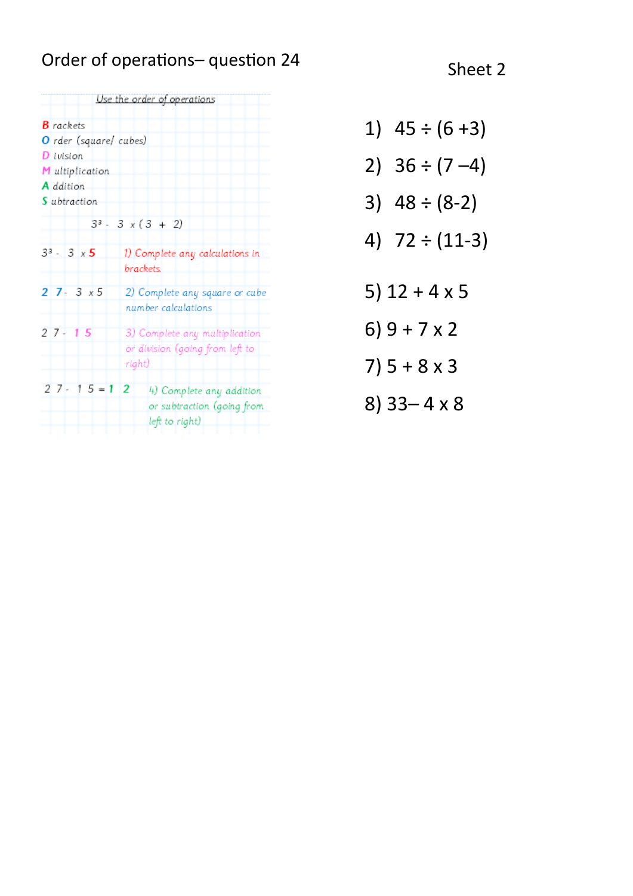Order of operations– question 24

Sheet 2

*Use the order of operations*

**B** rackets
**O** rder (square/ cubes)
**D** ivision
**M** ultiplication
**A** ddition
**S** ubtraction

$3^3 - 3 \times (3 + 2)$

$3^3 - 3 \times 5$ — 1) Complete any calculations in brackets

$27 - 3 \times 5$ — 2) Complete any square or cube number calculations

$27 - 15$ — 3) Complete any multiplication or division (going from left to right)

$27 - 15 = 12$ — 4) Complete any addition or subtraction (going from left to right)

1) $45 \div (6 + 3)$
2) $36 \div (7 - 4)$
3) $48 \div (8 - 2)$
4) $72 \div (11 - 3)$
5) $12 + 4 \times 5$
6) $9 + 7 \times 2$
7) $5 + 8 \times 3$
8) $33 - 4 \times 8$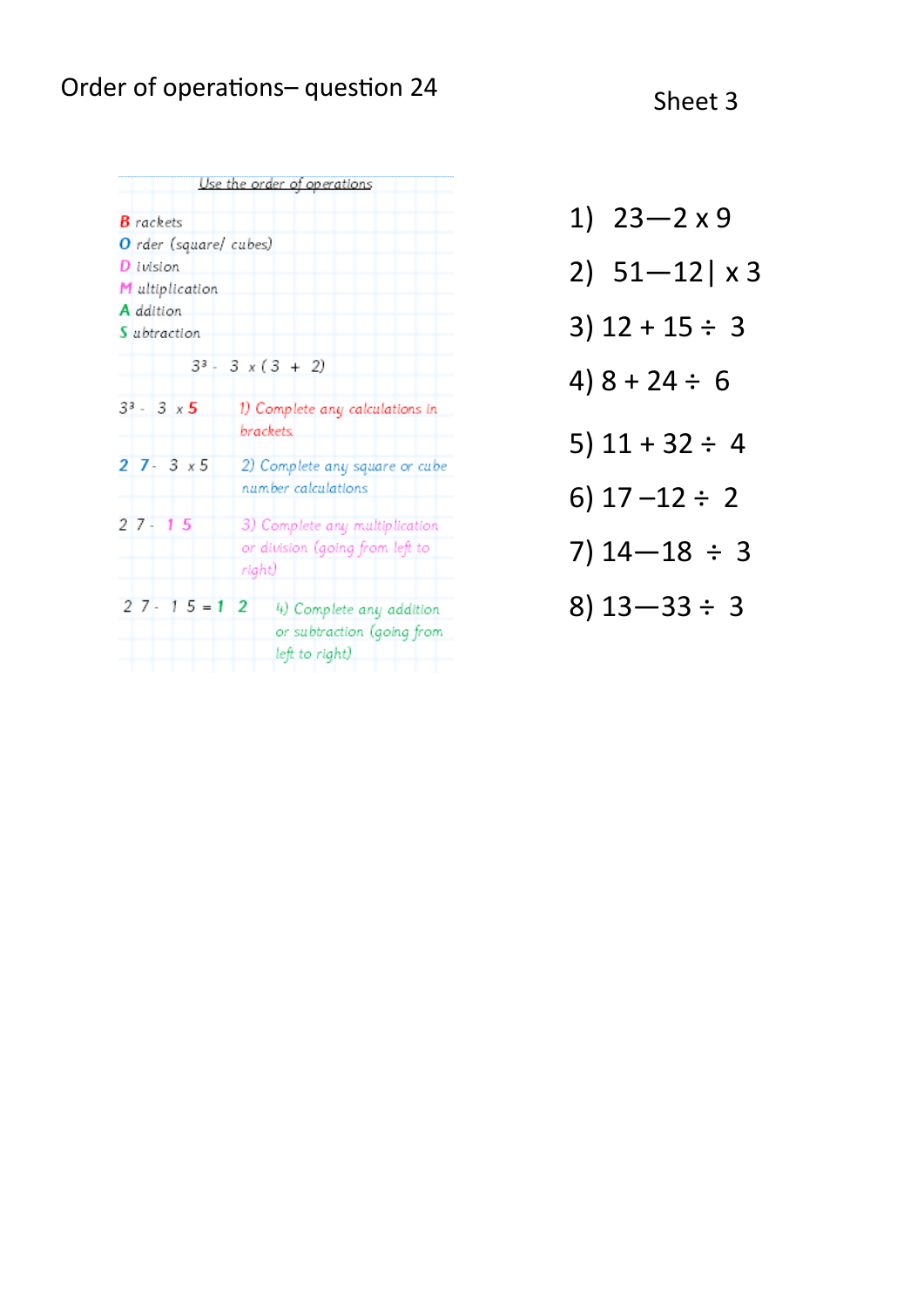Order of operations– question 24

Sheet 3

Use the order of operations

**B** rackets
**O** rder (square/ cubes)
**D** ivision
**M** ultiplication
**A** ddition
**S** ubtraction

$3^3 - 3 \times (3 + 2)$

$3^3 - 3 \times 5$ — 1) Complete any calculations in brackets

$27 - 3 \times 5$ — 2) Complete any square or cube number calculations

$27 - 15$ — 3) Complete any multiplication or division (going from left to right)

$27 - 15 = 12$ — 4) Complete any addition or subtraction (going from left to right)

1) 23—2 x 9

2) 51—12| x 3

3) 12 + 15 ÷ 3

4) 8 + 24 ÷ 6

5) 11 + 32 ÷ 4

6) 17 –12 ÷ 2

7) 14—18 ÷ 3

8) 13—33 ÷ 3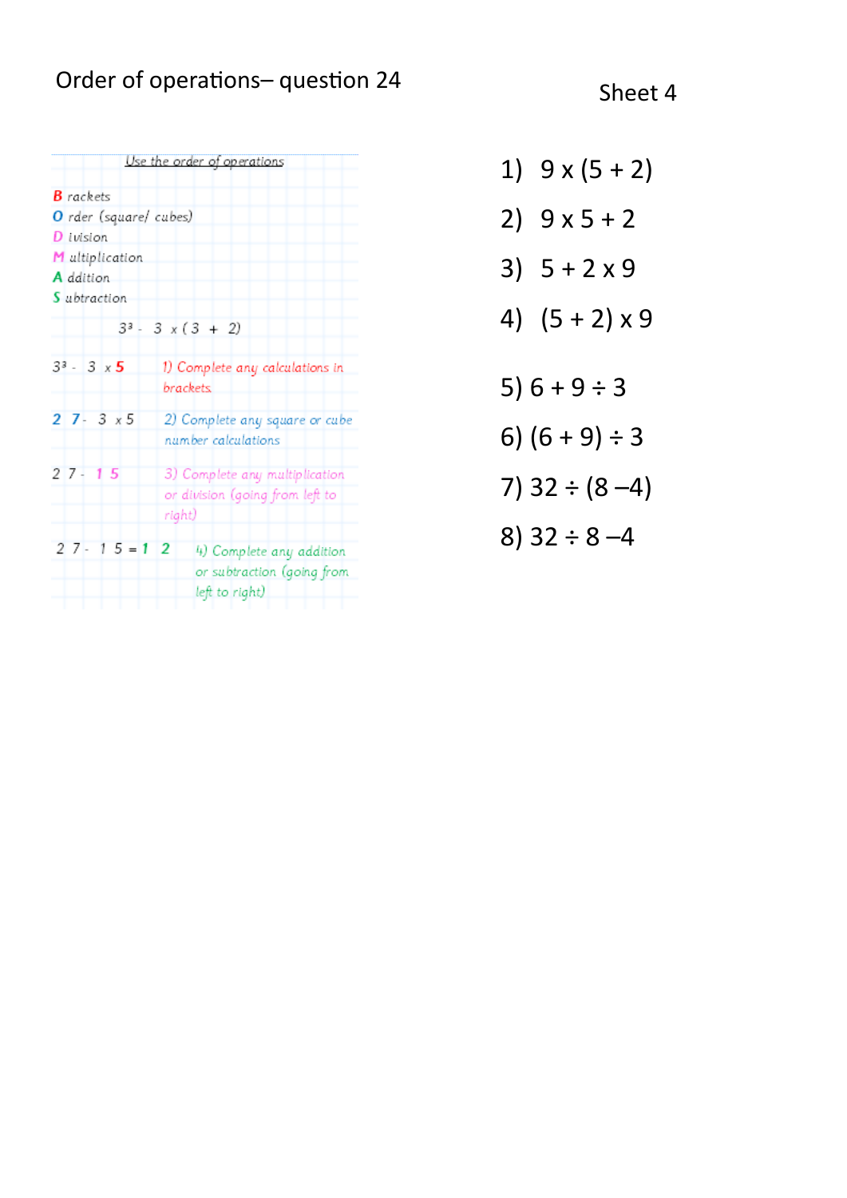Order of operations– question 24

Sheet 4

*Use the order of operations*

**B** rackets
**O** rder (square/ cubes)
**D** ivision
**M** ultiplication
**A** ddition
**S** ubtraction

$3^3 - 3 \times (3 + 2)$

| | |
|---|---|
| $3^3 - 3 \times 5$ | 1) Complete any calculations in brackets |
| $27 - 3 \times 5$ | 2) Complete any square or cube number calculations |
| $27 - 15$ | 3) Complete any multiplication or division (going from left to right) |
| $27 - 15 = 12$ | 4) Complete any addition or subtraction (going from left to right) |

1) 9 x (5 + 2)
2) 9 x 5 + 2
3) 5 + 2 x 9
4) (5 + 2) x 9

5) 6 + 9 ÷ 3
6) (6 + 9) ÷ 3
7) 32 ÷ (8 –4)
8) 32 ÷ 8 –4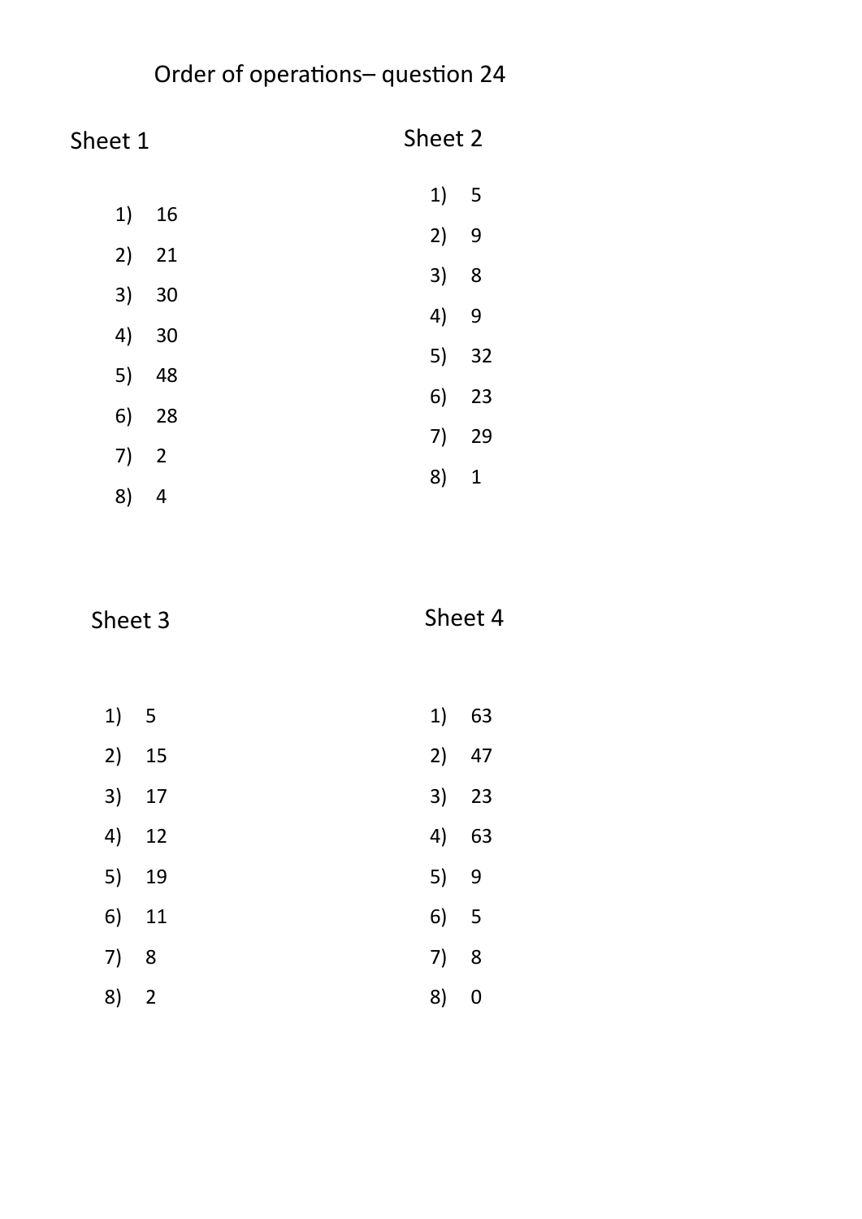# Order of operations– question 24

## Sheet 1

1) 16
2) 21
3) 30
4) 30
5) 48
6) 28
7) 2
8) 4

## Sheet 2

1) 5
2) 9
3) 8
4) 9
5) 32
6) 23
7) 29
8) 1

## Sheet 3

1) 5
2) 15
3) 17
4) 12
5) 19
6) 11
7) 8
8) 2

## Sheet 4

1) 63
2) 47
3) 23
4) 63
5) 9
6) 5
7) 8
8) 0